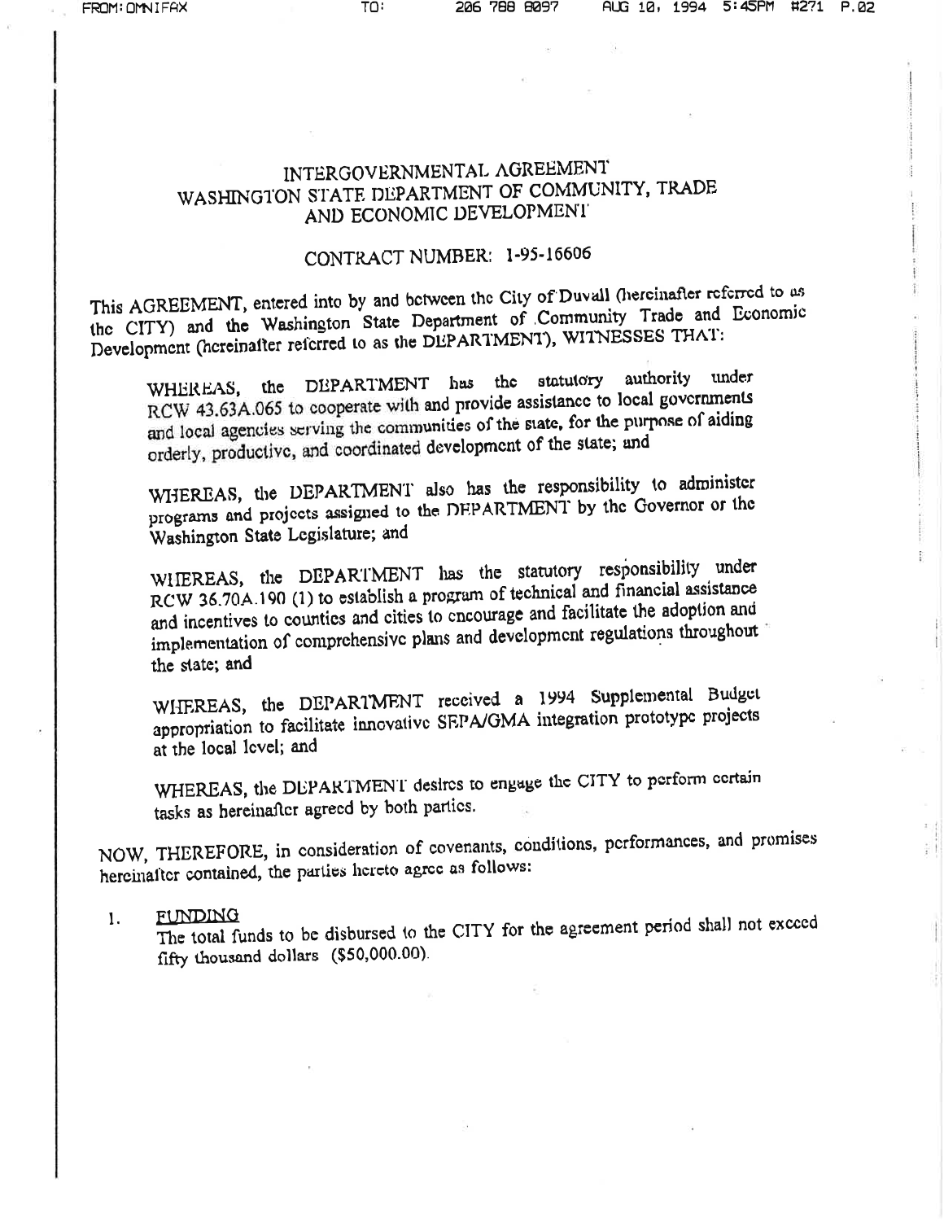# INTERGOVERNMENTAL AGREEMENT
# WASHINGTON STATE DEPARTMENT OF COMMUNITY, TRADE AND ECONOMIC DEVELOPMENT

## CONTRACT NUMBER: 1-95-16606

This AGREEMENT, entered into by and between the City of Duvall (hereinafter referred to as the CITY) and the Washington State Department of Community Trade and Economic Development (hereinafter referred to as the DEPARTMENT), WITNESSES THAT:

> WHEREAS, the DEPARTMENT has the statutory authority under RCW 43.63A.065 to cooperate with and provide assistance to local governments and local agencies serving the communities of the state, for the purpose of aiding orderly, productive, and coordinated development of the state; and
>
> WHEREAS, the DEPARTMENT also has the responsibility to administer programs and projects assigned to the DEPARTMENT by the Governor or the Washington State Legislature; and
>
> WHEREAS, the DEPARTMENT has the statutory responsibility under RCW 36.70A.190 (1) to establish a program of technical and financial assistance and incentives to counties and cities to encourage and facilitate the adoption and implementation of comprehensive plans and development regulations throughout the state; and
>
> WHEREAS, the DEPARTMENT received a 1994 Supplemental Budget appropriation to facilitate innovative SEPA/GMA integration prototype projects at the local level; and
>
> WHEREAS, the DEPARTMENT desires to engage the CITY to perform certain tasks as hereinafter agreed by both parties.

NOW, THEREFORE, in consideration of covenants, conditions, performances, and promises hereinafter contained, the parties hereto agree as follows:

1. FUNDING
   The total funds to be disbursed to the CITY for the agreement period shall not exceed fifty thousand dollars ($50,000.00).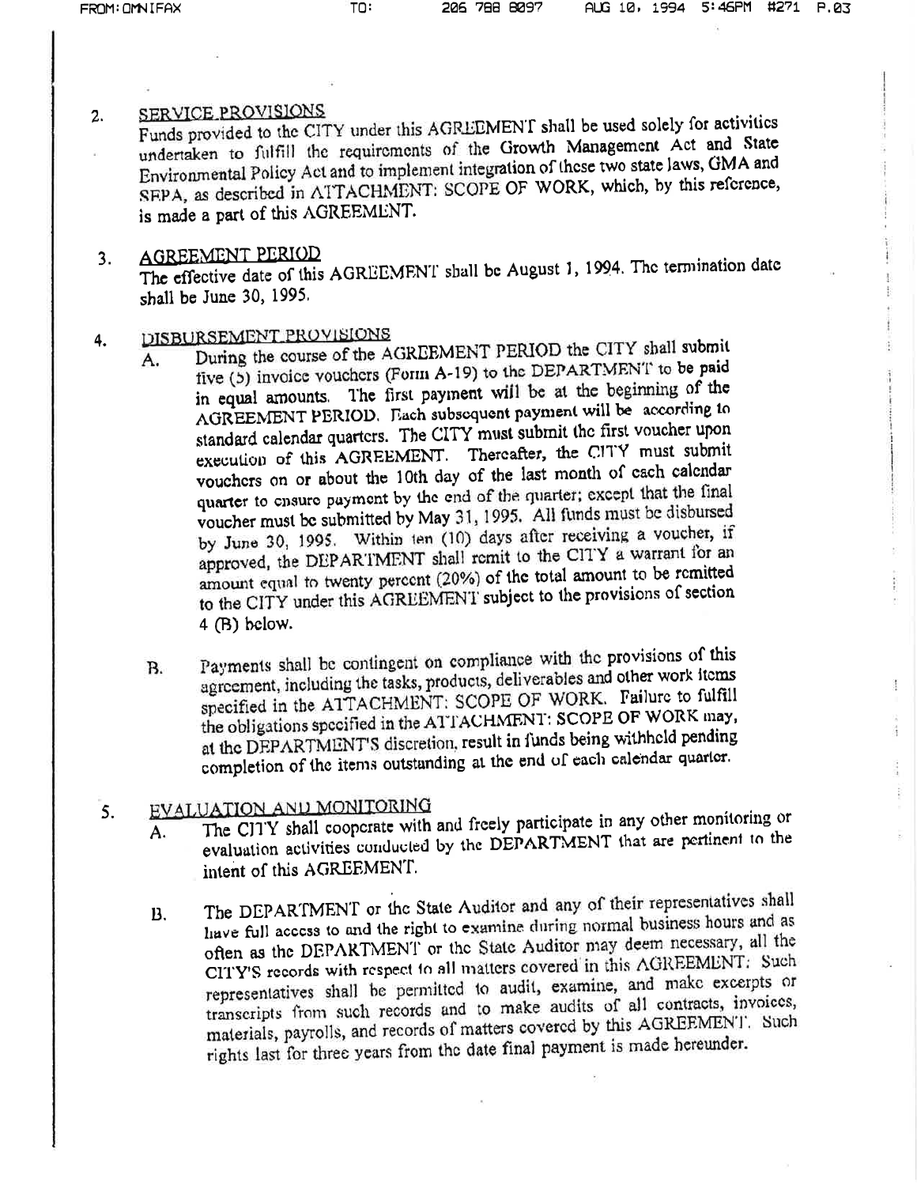2. **SERVICE PROVISIONS**

Funds provided to the CITY under this AGREEMENT shall be used solely for activities undertaken to fulfill the requirements of the Growth Management Act and State Environmental Policy Act and to implement integration of these two state laws, GMA and SEPA, as described in ATTACHMENT: SCOPE OF WORK, which, by this reference, is made a part of this AGREEMENT.

3. **AGREEMENT PERIOD**

The effective date of this AGREEMENT shall be August 1, 1994. The termination date shall be June 30, 1995.

4. **DISBURSEMENT PROVISIONS**

   A. During the course of the AGREEMENT PERIOD the CITY shall submit five (5) invoice vouchers (Form A-19) to the DEPARTMENT to be paid in equal amounts. The first payment will be at the beginning of the AGREEMENT PERIOD. Each subsequent payment will be according to standard calendar quarters. The CITY must submit the first voucher upon execution of this AGREEMENT. Thereafter, the CITY must submit vouchers on or about the 10th day of the last month of each calendar quarter to ensure payment by the end of the quarter; except that the final voucher must be submitted by May 31, 1995. All funds must be disbursed by June 30, 1995. Within ten (10) days after receiving a voucher, if approved, the DEPARTMENT shall remit to the CITY a warrant for an amount equal to twenty percent (20%) of the total amount to be remitted to the CITY under this AGREEMENT subject to the provisions of section 4 (B) below.

   B. Payments shall be contingent on compliance with the provisions of this agreement, including the tasks, products, deliverables and other work items specified in the ATTACHMENT: SCOPE OF WORK. Failure to fulfill the obligations specified in the ATTACHMENT: SCOPE OF WORK may, at the DEPARTMENT'S discretion, result in funds being withheld pending completion of the items outstanding at the end of each calendar quarter.

5. **EVALUATION AND MONITORING**

   A. The CITY shall cooperate with and freely participate in any other monitoring or evaluation activities conducted by the DEPARTMENT that are pertinent to the intent of this AGREEMENT.

   B. The DEPARTMENT or the State Auditor and any of their representatives shall have full access to and the right to examine during normal business hours and as often as the DEPARTMENT or the State Auditor may deem necessary, all the CITY'S records with respect to all matters covered in this AGREEMENT. Such representatives shall be permitted to audit, examine, and make excerpts or transcripts from such records and to make audits of all contracts, invoices, materials, payrolls, and records of matters covered by this AGREEMENT. Such rights last for three years from the date final payment is made hereunder.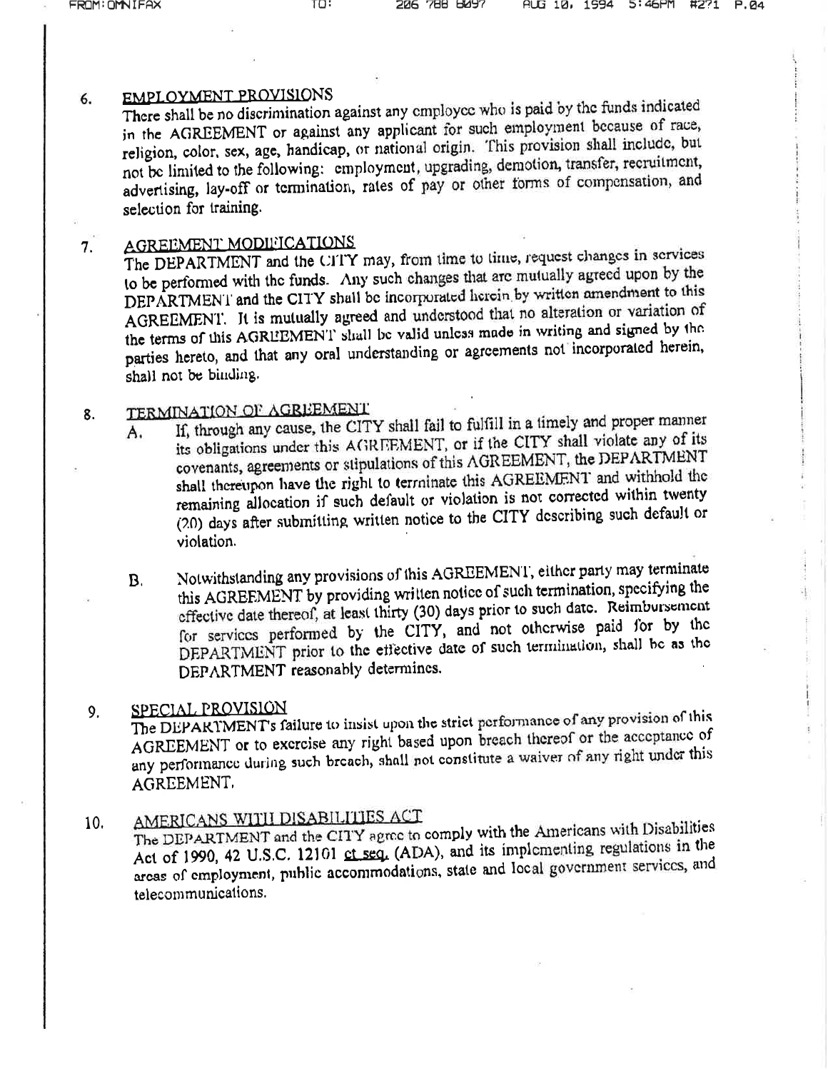6. **EMPLOYMENT PROVISIONS**

There shall be no discrimination against any employee who is paid by the funds indicated in the AGREEMENT or against any applicant for such employment because of race, religion, color, sex, age, handicap, or national origin. This provision shall include, but not be limited to the following: employment, upgrading, demotion, transfer, recruitment, advertising, lay-off or termination, rates of pay or other forms of compensation, and selection for training.

7. **AGREEMENT MODIFICATIONS**

The DEPARTMENT and the CITY may, from time to time, request changes in services to be performed with the funds. Any such changes that are mutually agreed upon by the DEPARTMENT and the CITY shall be incorporated herein by written amendment to this AGREEMENT. It is mutually agreed and understood that no alteration or variation of the terms of this AGREEMENT shall be valid unless made in writing and signed by the parties hereto, and that any oral understanding or agreements not incorporated herein, shall not be binding.

8. **TERMINATION OF AGREEMENT**

   A. If, through any cause, the CITY shall fail to fulfill in a timely and proper manner its obligations under this AGREEMENT, or if the CITY shall violate any of its covenants, agreements or stipulations of this AGREEMENT, the DEPARTMENT shall thereupon have the right to terminate this AGREEMENT and withhold the remaining allocation if such default or violation is not corrected within twenty (20) days after submitting written notice to the CITY describing such default or violation.

   B. Notwithstanding any provisions of this AGREEMENT, either party may terminate this AGREEMENT by providing written notice of such termination, specifying the effective date thereof, at least thirty (30) days prior to such date. Reimbursement for services performed by the CITY, and not otherwise paid for by the DEPARTMENT prior to the effective date of such termination, shall be as the DEPARTMENT reasonably determines.

9. **SPECIAL PROVISION**

The DEPARTMENT's failure to insist upon the strict performance of any provision of this AGREEMENT or to exercise any right based upon breach thereof or the acceptance of any performance during such breach, shall not constitute a waiver of any right under this AGREEMENT.

10. **AMERICANS WITH DISABILITIES ACT**

The DEPARTMENT and the CITY agree to comply with the Americans with Disabilities Act of 1990, 42 U.S.C. 12101 et seq. (ADA), and its implementing regulations in the areas of employment, public accommodations, state and local government services, and telecommunications.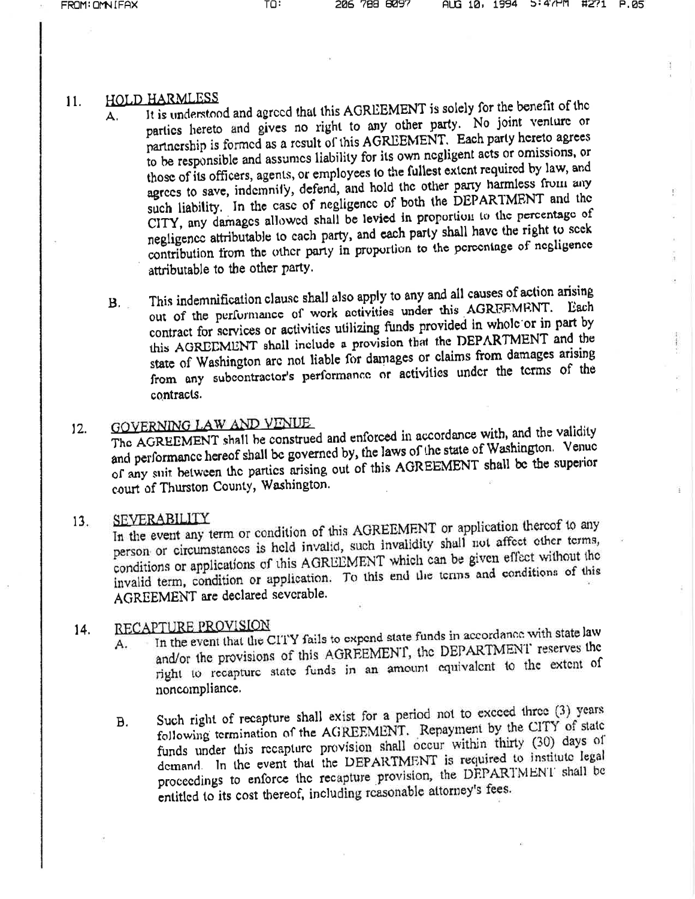11. <u>HOLD HARMLESS</u>

A. It is understood and agreed that this AGREEMENT is solely for the benefit of the parties hereto and gives no right to any other party. No joint venture or partnership is formed as a result of this AGREEMENT. Each party hereto agrees to be responsible and assumes liability for its own negligent acts or omissions, or those of its officers, agents, or employees to the fullest extent required by law, and agrees to save, indemnify, defend, and hold the other party harmless from any such liability. In the case of negligence of both the DEPARTMENT and the CITY, any damages allowed shall be levied in proportion to the percentage of negligence attributable to each party, and each party shall have the right to seek contribution from the other party in proportion to the percentage of negligence attributable to the other party.

B. This indemnification clause shall also apply to any and all causes of action arising out of the performance of work activities under this AGREEMENT. Each contract for services or activities utilizing funds provided in whole or in part by this AGREEMENT shall include a provision that the DEPARTMENT and the state of Washington are not liable for damages or claims from damages arising from any subcontractor's performance or activities under the terms of the contracts.

12. <u>GOVERNING LAW AND VENUE</u>

The AGREEMENT shall be construed and enforced in accordance with, and the validity and performance hereof shall be governed by, the laws of the state of Washington. Venue of any suit between the parties arising out of this AGREEMENT shall be the superior court of Thurston County, Washington.

13. <u>SEVERABILITY</u>

In the event any term or condition of this AGREEMENT or application thereof to any person or circumstances is held invalid, such invalidity shall not affect other terms, conditions or applications of this AGREEMENT which can be given effect without the invalid term, condition or application. To this end the terms and conditions of this AGREEMENT are declared severable.

14. <u>RECAPTURE PROVISION</u>

A. In the event that the CITY fails to expend state funds in accordance with state law and/or the provisions of this AGREEMENT, the DEPARTMENT reserves the right to recapture state funds in an amount equivalent to the extent of noncompliance.

B. Such right of recapture shall exist for a period not to exceed three (3) years following termination of the AGREEMENT. Repayment by the CITY of state funds under this recapture provision shall occur within thirty (30) days of demand. In the event that the DEPARTMENT is required to institute legal proceedings to enforce the recapture provision, the DEPARTMENT shall be entitled to its cost thereof, including reasonable attorney's fees.